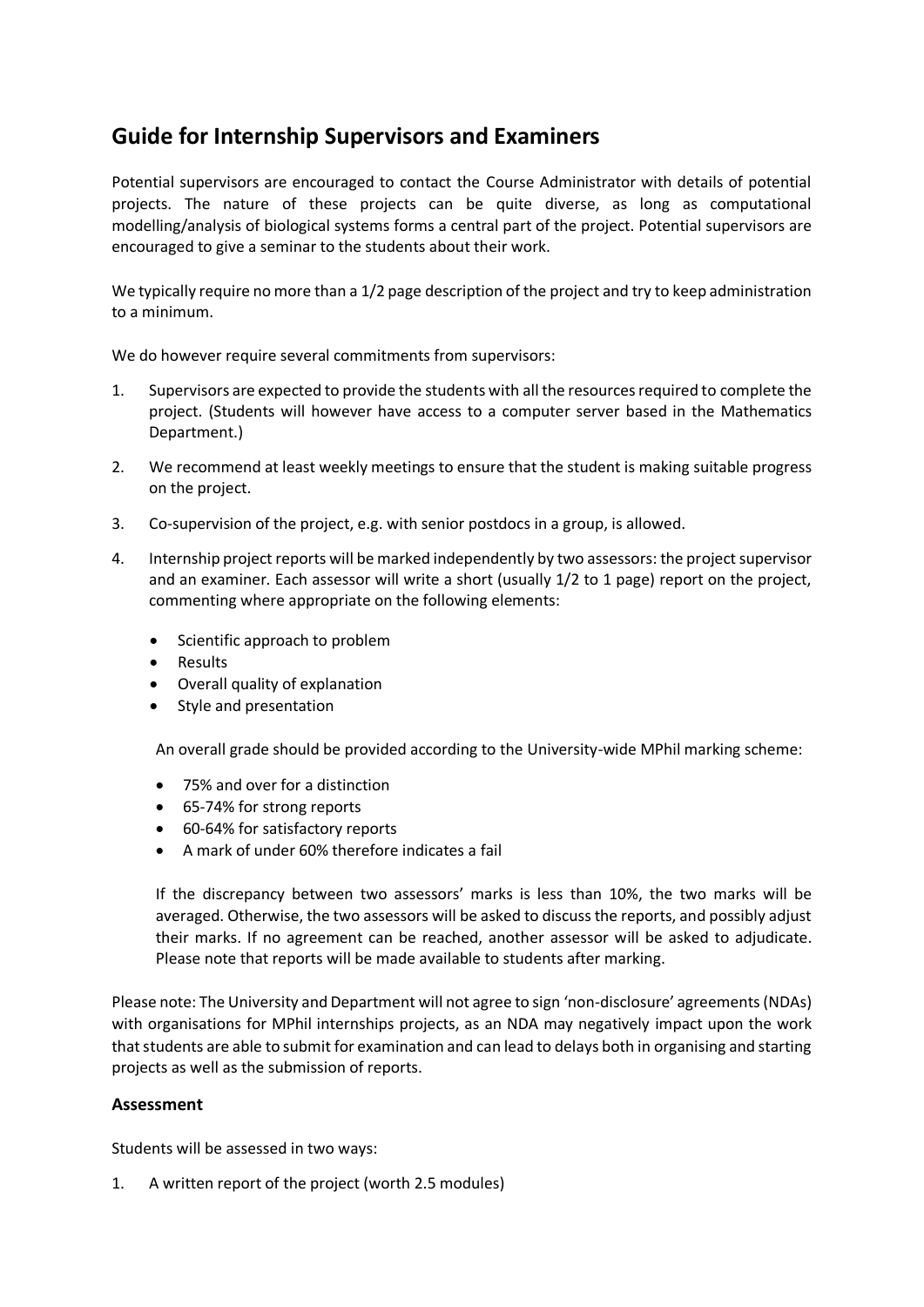# Guide for Internship Supervisors and Examiners

Potential supervisors are encouraged to contact the Course Administrator with details of potential projects. The nature of these projects can be quite diverse, as long as computational modelling/analysis of biological systems forms a central part of the project. Potential supervisors are encouraged to give a seminar to the students about their work.

We typically require no more than a 1/2 page description of the project and try to keep administration to a minimum.

We do however require several commitments from supervisors:

1. Supervisors are expected to provide the students with all the resources required to complete the project. (Students will however have access to a computer server based in the Mathematics Department.)

2. We recommend at least weekly meetings to ensure that the student is making suitable progress on the project.

3. Co-supervision of the project, e.g. with senior postdocs in a group, is allowed.

4. Internship project reports will be marked independently by two assessors: the project supervisor and an examiner. Each assessor will write a short (usually 1/2 to 1 page) report on the project, commenting where appropriate on the following elements:

   - Scientific approach to problem
   - Results
   - Overall quality of explanation
   - Style and presentation

   An overall grade should be provided according to the University-wide MPhil marking scheme:

   - 75% and over for a distinction
   - 65-74% for strong reports
   - 60-64% for satisfactory reports
   - A mark of under 60% therefore indicates a fail

   If the discrepancy between two assessors' marks is less than 10%, the two marks will be averaged. Otherwise, the two assessors will be asked to discuss the reports, and possibly adjust their marks. If no agreement can be reached, another assessor will be asked to adjudicate. Please note that reports will be made available to students after marking.

Please note: The University and Department will not agree to sign 'non-disclosure' agreements (NDAs) with organisations for MPhil internships projects, as an NDA may negatively impact upon the work that students are able to submit for examination and can lead to delays both in organising and starting projects as well as the submission of reports.

### Assessment

Students will be assessed in two ways:

1. A written report of the project (worth 2.5 modules)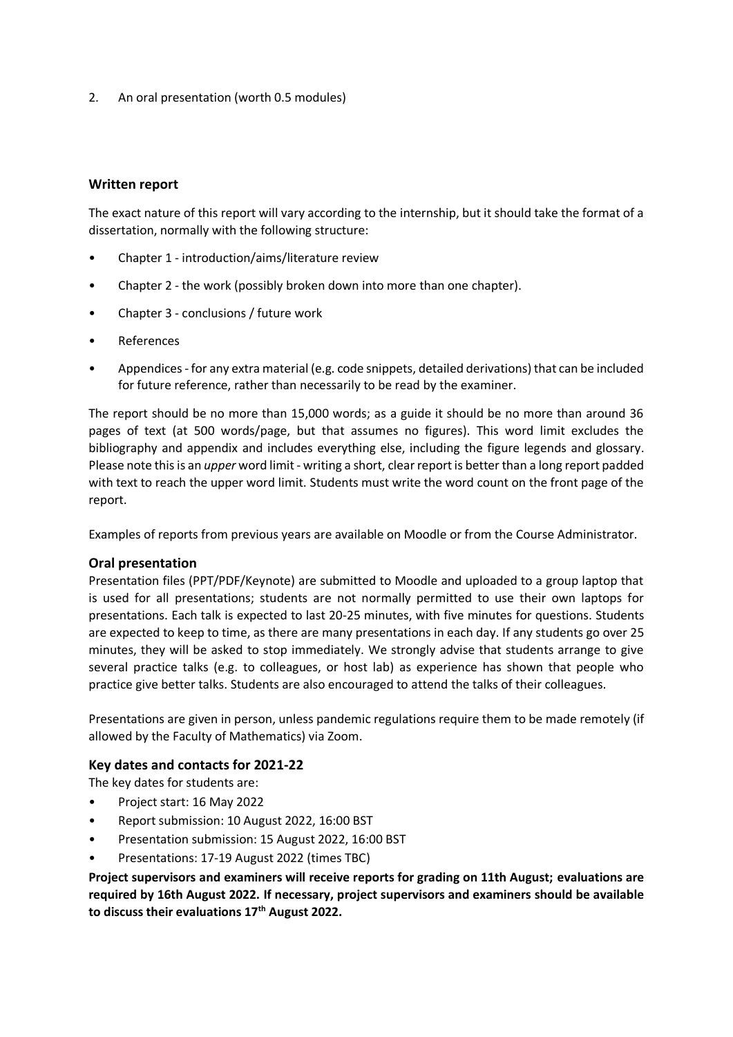2. An oral presentation (worth 0.5 modules)

### Written report

The exact nature of this report will vary according to the internship, but it should take the format of a dissertation, normally with the following structure:

- Chapter 1 - introduction/aims/literature review
- Chapter 2 - the work (possibly broken down into more than one chapter).
- Chapter 3 - conclusions / future work
- References
- Appendices - for any extra material (e.g. code snippets, detailed derivations) that can be included for future reference, rather than necessarily to be read by the examiner.

The report should be no more than 15,000 words; as a guide it should be no more than around 36 pages of text (at 500 words/page, but that assumes no figures). This word limit excludes the bibliography and appendix and includes everything else, including the figure legends and glossary. Please note this is an *upper* word limit - writing a short, clear report is better than a long report padded with text to reach the upper word limit. Students must write the word count on the front page of the report.

Examples of reports from previous years are available on Moodle or from the Course Administrator.

### Oral presentation

Presentation files (PPT/PDF/Keynote) are submitted to Moodle and uploaded to a group laptop that is used for all presentations; students are not normally permitted to use their own laptops for presentations. Each talk is expected to last 20-25 minutes, with five minutes for questions. Students are expected to keep to time, as there are many presentations in each day. If any students go over 25 minutes, they will be asked to stop immediately. We strongly advise that students arrange to give several practice talks (e.g. to colleagues, or host lab) as experience has shown that people who practice give better talks. Students are also encouraged to attend the talks of their colleagues.

Presentations are given in person, unless pandemic regulations require them to be made remotely (if allowed by the Faculty of Mathematics) via Zoom.

### Key dates and contacts for 2021-22

The key dates for students are:

- Project start: 16 May 2022
- Report submission: 10 August 2022, 16:00 BST
- Presentation submission: 15 August 2022, 16:00 BST
- Presentations: 17-19 August 2022 (times TBC)

**Project supervisors and examiners will receive reports for grading on 11th August; evaluations are required by 16th August 2022. If necessary, project supervisors and examiners should be available to discuss their evaluations 17th August 2022.**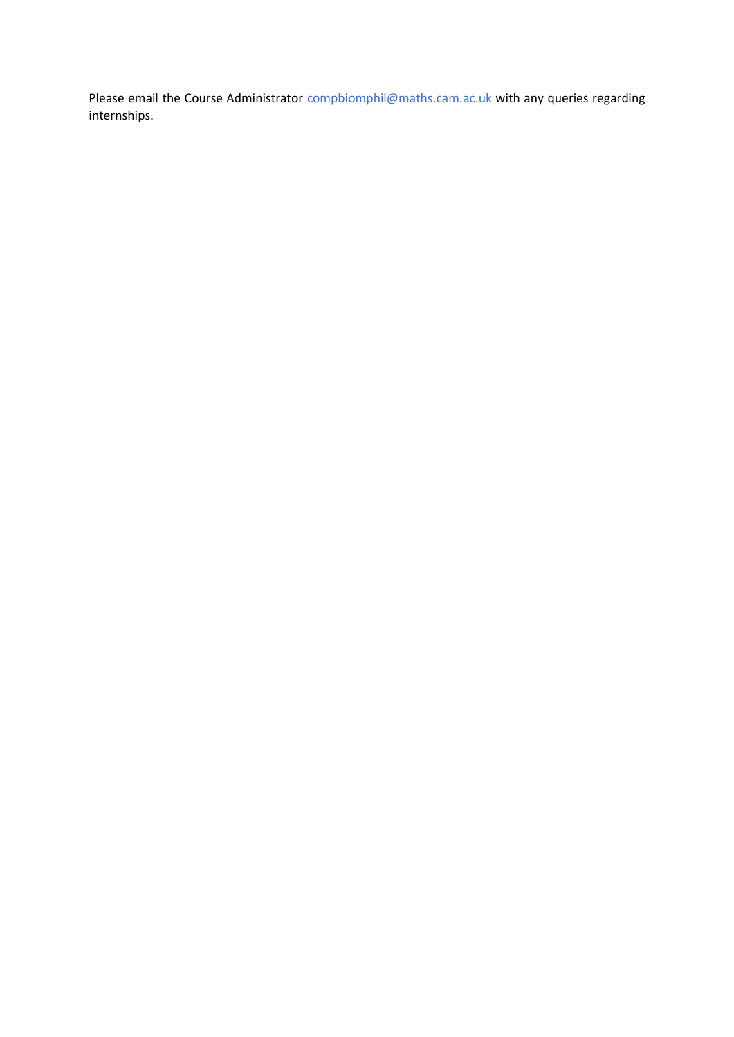Please email the Course Administrator compbiomphil@maths.cam.ac.uk with any queries regarding internships.